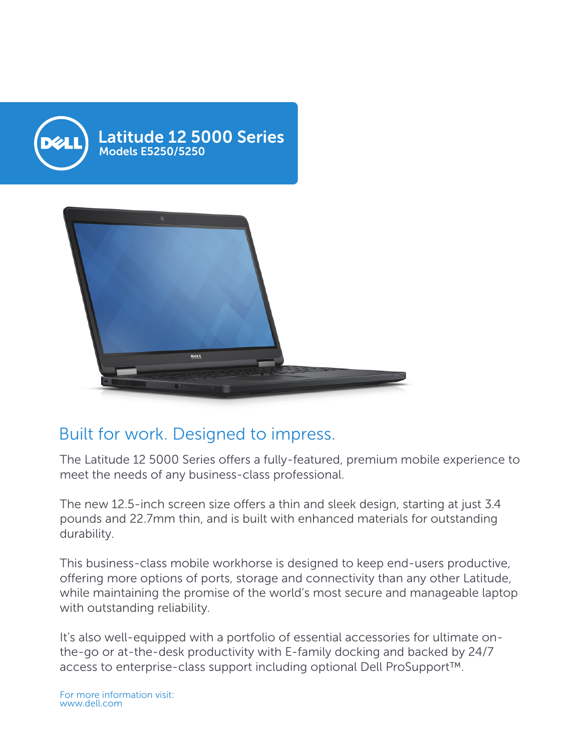# Latitude 12 5000 Series

Models E5250/5250

## Built for work. Designed to impress.

The Latitude 12 5000 Series offers a fully-featured, premium mobile experience to meet the needs of any business-class professional.

The new 12.5-inch screen size offers a thin and sleek design, starting at just 3.4 pounds and 22.7mm thin, and is built with enhanced materials for outstanding durability.

This business-class mobile workhorse is designed to keep end-users productive, offering more options of ports, storage and connectivity than any other Latitude, while maintaining the promise of the world's most secure and manageable laptop with outstanding reliability.

It's also well-equipped with a portfolio of essential accessories for ultimate on-the-go or at-the-desk productivity with E-family docking and backed by 24/7 access to enterprise-class support including optional Dell ProSupport™.

For more information visit:
www.dell.com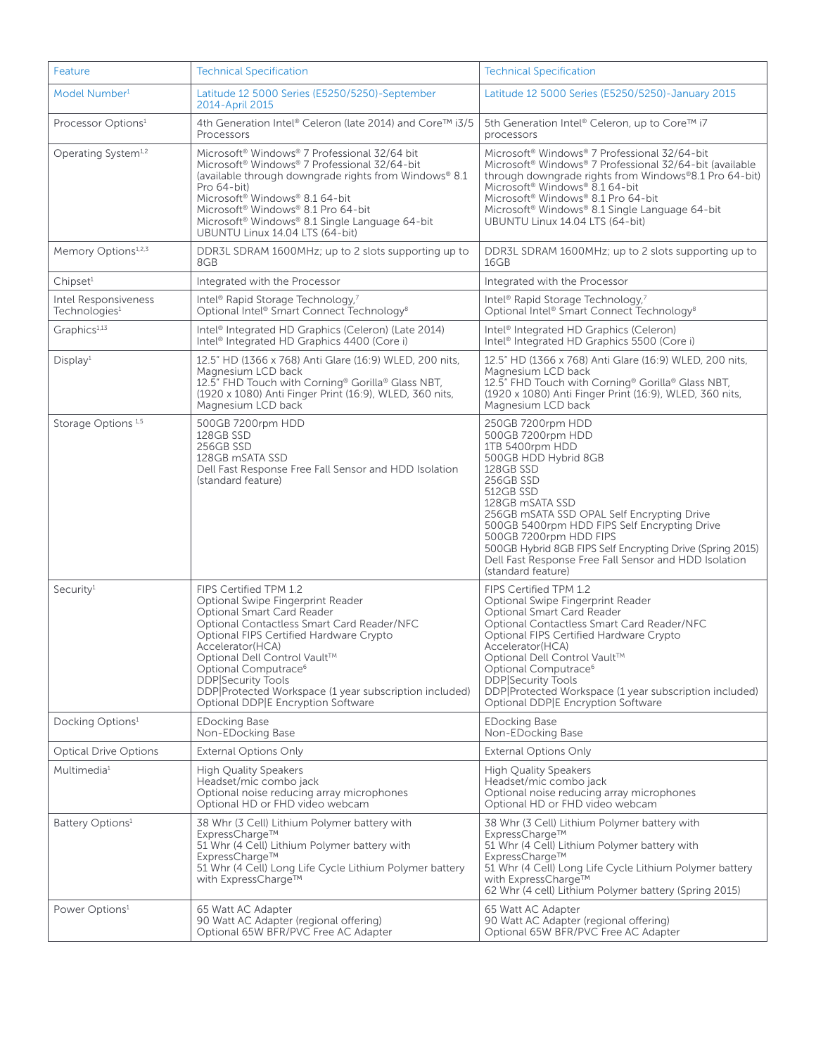| Feature | Technical Specification | Technical Specification |
|---|---|---|
| Model Number[1] | Latitude 12 5000 Series (E5250/5250)-September 2014-April 2015 | Latitude 12 5000 Series (E5250/5250)-January 2015 |
| Processor Options[1] | 4th Generation Intel® Celeron (late 2014) and Core™ i3/5 Processors | 5th Generation Intel® Celeron, up to Core™ i7 processors |
| Operating System[1,2] | Microsoft® Windows® 7 Professional 32/64 bit<br>Microsoft® Windows® 7 Professional 32/64-bit (available through downgrade rights from Windows® 8.1 Pro 64-bit)<br>Microsoft® Windows® 8.1 64-bit<br>Microsoft® Windows® 8.1 Pro 64-bit<br>Microsoft® Windows® 8.1 Single Language 64-bit<br>UBUNTU Linux 14.04 LTS (64-bit) | Microsoft® Windows® 7 Professional 32/64-bit<br>Microsoft® Windows® 7 Professional 32/64-bit (available through downgrade rights from Windows®8.1 Pro 64-bit)<br>Microsoft® Windows® 8.1 64-bit<br>Microsoft® Windows® 8.1 Pro 64-bit<br>Microsoft® Windows® 8.1 Single Language 64-bit<br>UBUNTU Linux 14.04 LTS (64-bit) |
| Memory Options[1,2,3] | DDR3L SDRAM 1600MHz; up to 2 slots supporting up to 8GB | DDR3L SDRAM 1600MHz; up to 2 slots supporting up to 16GB |
| Chipset[1] | Integrated with the Processor | Integrated with the Processor |
| Intel Responsiveness Technologies[1] | Intel® Rapid Storage Technology,[7]<br>Optional Intel® Smart Connect Technology[8] | Intel® Rapid Storage Technology,[7]<br>Optional Intel® Smart Connect Technology[8] |
| Graphics[1,13] | Intel® Integrated HD Graphics (Celeron) (Late 2014)<br>Intel® Integrated HD Graphics 4400 (Core i) | Intel® Integrated HD Graphics (Celeron)<br>Intel® Integrated HD Graphics 5500 (Core i) |
| Display[1] | 12.5" HD (1366 x 768) Anti Glare (16:9) WLED, 200 nits, Magnesium LCD back<br>12.5" FHD Touch with Corning® Gorilla® Glass NBT, (1920 x 1080) Anti Finger Print (16:9), WLED, 360 nits, Magnesium LCD back | 12.5" HD (1366 x 768) Anti Glare (16:9) WLED, 200 nits, Magnesium LCD back<br>12.5" FHD Touch with Corning® Gorilla® Glass NBT, (1920 x 1080) Anti Finger Print (16:9), WLED, 360 nits, Magnesium LCD back |
| Storage Options[1,5] | 500GB 7200rpm HDD<br>128GB SSD<br>256GB SSD<br>128GB mSATA SSD<br>Dell Fast Response Free Fall Sensor and HDD Isolation (standard feature) | 250GB 7200rpm HDD<br>500GB 7200rpm HDD<br>1TB 5400rpm HDD<br>500GB HDD Hybrid 8GB<br>128GB SSD<br>256GB SSD<br>512GB SSD<br>128GB mSATA SSD<br>256GB mSATA SSD OPAL Self Encrypting Drive<br>500GB 5400rpm HDD FIPS Self Encrypting Drive<br>500GB 7200rpm HDD FIPS<br>500GB Hybrid 8GB FIPS Self Encrypting Drive (Spring 2015)<br>Dell Fast Response Free Fall Sensor and HDD Isolation (standard feature) |
| Security[1] | FIPS Certified TPM 1.2<br>Optional Swipe Fingerprint Reader<br>Optional Smart Card Reader<br>Optional Contactless Smart Card Reader/NFC<br>Optional FIPS Certified Hardware Crypto Accelerator(HCA)<br>Optional Dell Control Vault™<br>Optional Computrace[6]<br>DDP\|Security Tools<br>DDP\|Protected Workspace (1 year subscription included)<br>Optional DDP\|E Encryption Software | FIPS Certified TPM 1.2<br>Optional Swipe Fingerprint Reader<br>Optional Smart Card Reader<br>Optional Contactless Smart Card Reader/NFC<br>Optional FIPS Certified Hardware Crypto Accelerator(HCA)<br>Optional Dell Control Vault™<br>Optional Computrace[6]<br>DDP\|Security Tools<br>DDP\|Protected Workspace (1 year subscription included)<br>Optional DDP\|E Encryption Software |
| Docking Options[1] | EDocking Base<br>Non-EDocking Base | EDocking Base<br>Non-EDocking Base |
| Optical Drive Options | External Options Only | External Options Only |
| Multimedia[1] | High Quality Speakers<br>Headset/mic combo jack<br>Optional noise reducing array microphones<br>Optional HD or FHD video webcam | High Quality Speakers<br>Headset/mic combo jack<br>Optional noise reducing array microphones<br>Optional HD or FHD video webcam |
| Battery Options[1] | 38 Whr (3 Cell) Lithium Polymer battery with ExpressCharge™<br>51 Whr (4 Cell) Lithium Polymer battery with ExpressCharge™<br>51 Whr (4 Cell) Long Life Cycle Lithium Polymer battery with ExpressCharge™ | 38 Whr (3 Cell) Lithium Polymer battery with ExpressCharge™<br>51 Whr (4 Cell) Lithium Polymer battery with ExpressCharge™<br>51 Whr (4 Cell) Long Life Cycle Lithium Polymer battery with ExpressCharge™<br>62 Whr (4 cell) Lithium Polymer battery (Spring 2015) |
| Power Options[1] | 65 Watt AC Adapter<br>90 Watt AC Adapter (regional offering)<br>Optional 65W BFR/PVC Free AC Adapter | 65 Watt AC Adapter<br>90 Watt AC Adapter (regional offering)<br>Optional 65W BFR/PVC Free AC Adapter |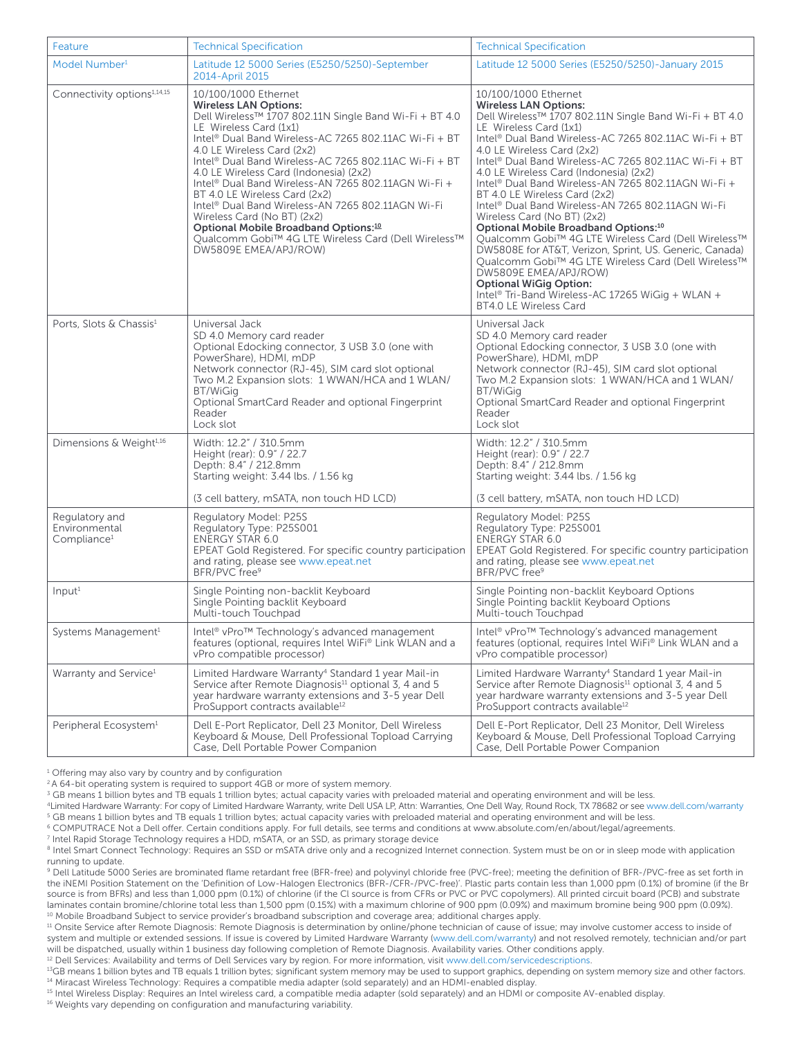| Feature | Technical Specification | Technical Specification |
|---|---|---|
| Model Number[1] | Latitude 12 5000 Series (E5250/5250)-September 2014-April 2015 | Latitude 12 5000 Series (E5250/5250)-January 2015 |
| Connectivity options[1,14,15] | 10/100/1000 Ethernet<br>**Wireless LAN Options:**<br>Dell Wireless™ 1707 802.11N Single Band Wi-Fi + BT 4.0 LE Wireless Card (1x1)<br>Intel® Dual Band Wireless-AC 7265 802.11AC Wi-Fi + BT 4.0 LE Wireless Card (2x2)<br>Intel® Dual Band Wireless-AC 7265 802.11AC Wi-Fi + BT 4.0 LE Wireless Card (Indonesia) (2x2)<br>Intel® Dual Band Wireless-AN 7265 802.11AGN Wi-Fi + BT 4.0 LE Wireless Card (2x2)<br>Intel® Dual Band Wireless-AN 7265 802.11AGN Wi-Fi Wireless Card (No BT) (2x2)<br>**Optional Mobile Broadband Options:[10]**<br>Qualcomm Gobi™ 4G LTE Wireless Card (Dell Wireless™ DW5809E EMEA/APJ/ROW) | 10/100/1000 Ethernet<br>**Wireless LAN Options:**<br>Dell Wireless™ 1707 802.11N Single Band Wi-Fi + BT 4.0 LE Wireless Card (1x1)<br>Intel® Dual Band Wireless-AC 7265 802.11AC Wi-Fi + BT 4.0 LE Wireless Card (2x2)<br>Intel® Dual Band Wireless-AC 7265 802.11AC Wi-Fi + BT 4.0 LE Wireless Card (Indonesia) (2x2)<br>Intel® Dual Band Wireless-AN 7265 802.11AGN Wi-Fi + BT 4.0 LE Wireless Card (2x2)<br>Intel® Dual Band Wireless-AN 7265 802.11AGN Wi-Fi Wireless Card (No BT) (2x2)<br>**Optional Mobile Broadband Options:[10]**<br>Qualcomm Gobi™ 4G LTE Wireless Card (Dell Wireless™ DW5808E for AT&T, Verizon, Sprint, US. Generic, Canada)<br>Qualcomm Gobi™ 4G LTE Wireless Card (Dell Wireless™ DW5809E EMEA/APJ/ROW)<br>**Optional WiGig Option:**<br>Intel® Tri-Band Wireless-AC 17265 WiGig + WLAN + BT4.0 LE Wireless Card |
| Ports, Slots & Chassis[1] | Universal Jack<br>SD 4.0 Memory card reader<br>Optional Edocking connector, 3 USB 3.0 (one with PowerShare), HDMI, mDP<br>Network connector (RJ-45), SIM card slot optional<br>Two M.2 Expansion slots: 1 WWAN/HCA and 1 WLAN/BT/WiGig<br>Optional SmartCard Reader and optional Fingerprint Reader<br>Lock slot | Universal Jack<br>SD 4.0 Memory card reader<br>Optional Edocking connector, 3 USB 3.0 (one with PowerShare), HDMI, mDP<br>Network connector (RJ-45), SIM card slot optional<br>Two M.2 Expansion slots: 1 WWAN/HCA and 1 WLAN/BT/WiGig<br>Optional SmartCard Reader and optional Fingerprint Reader<br>Lock slot |
| Dimensions & Weight[1,16] | Width: 12.2" / 310.5mm<br>Height (rear): 0.9" / 22.7<br>Depth: 8.4" / 212.8mm<br>Starting weight: 3.44 lbs. / 1.56 kg<br><br>(3 cell battery, mSATA, non touch HD LCD) | Width: 12.2" / 310.5mm<br>Height (rear): 0.9" / 22.7<br>Depth: 8.4" / 212.8mm<br>Starting weight: 3.44 lbs. / 1.56 kg<br><br>(3 cell battery, mSATA, non touch HD LCD) |
| Regulatory and Environmental Compliance[1] | Regulatory Model: P25S<br>Regulatory Type: P25S001<br>ENERGY STAR 6.0<br>EPEAT Gold Registered. For specific country participation and rating, please see www.epeat.net<br>BFR/PVC free[9] | Regulatory Model: P25S<br>Regulatory Type: P25S001<br>ENERGY STAR 6.0<br>EPEAT Gold Registered. For specific country participation and rating, please see www.epeat.net<br>BFR/PVC free[9] |
| Input[1] | Single Pointing non-backlit Keyboard<br>Single Pointing backlit Keyboard<br>Multi-touch Touchpad | Single Pointing non-backlit Keyboard Options<br>Single Pointing backlit Keyboard Options<br>Multi-touch Touchpad |
| Systems Management[1] | Intel® vPro™ Technology's advanced management features (optional, requires Intel WiFi® Link WLAN and a vPro compatible processor) | Intel® vPro™ Technology's advanced management features (optional, requires Intel WiFi® Link WLAN and a vPro compatible processor) |
| Warranty and Service[1] | Limited Hardware Warranty[4] Standard 1 year Mail-in Service after Remote Diagnosis[11] optional 3, 4 and 5 year hardware warranty extensions and 3-5 year Dell ProSupport contracts available[12] | Limited Hardware Warranty[4] Standard 1 year Mail-in Service after Remote Diagnosis[11] optional 3, 4 and 5 year hardware warranty extensions and 3-5 year Dell ProSupport contracts available[12] |
| Peripheral Ecosystem[1] | Dell E-Port Replicator, Dell 23 Monitor, Dell Wireless Keyboard & Mouse, Dell Professional Topload Carrying Case, Dell Portable Power Companion | Dell E-Port Replicator, Dell 23 Monitor, Dell Wireless Keyboard & Mouse, Dell Professional Topload Carrying Case, Dell Portable Power Companion |

[1] Offering may also vary by country and by configuration
[2] A 64-bit operating system is required to support 4GB or more of system memory.
[3] GB means 1 billion bytes and TB equals 1 trillion bytes; actual capacity varies with preloaded material and operating environment and will be less.
[4] Limited Hardware Warranty: For copy of Limited Hardware Warranty, write Dell USA LP, Attn: Warranties, One Dell Way, Round Rock, TX 78682 or see www.dell.com/warranty
[5] GB means 1 billion bytes and TB equals 1 trillion bytes; actual capacity varies with preloaded material and operating environment and will be less.
[6] COMPUTRACE Not a Dell offer. Certain conditions apply. For full details, see terms and conditions at www.absolute.com/en/about/legal/agreements.
[7] Intel Rapid Storage Technology requires a HDD, mSATA, or an SSD, as primary storage device
[8] Intel Smart Connect Technology: Requires an SSD or mSATA drive only and a recognized Internet connection. System must be on or in sleep mode with application running to update.
[9] Dell Latitude 5000 Series are brominated flame retardant free (BFR-free) and polyvinyl chloride free (PVC-free); meeting the definition of BFR-/PVC-free as set forth in the iNEMI Position Statement on the 'Definition of Low-Halogen Electronics (BFR-/CFR-/PVC-free)'. Plastic parts contain less than 1,000 ppm (0.1%) of bromine (if the Br source is from BFRs) and less than 1,000 ppm (0.1%) of chlorine (if the Cl source is from CFRs or PVC or PVC copolymers). All printed circuit board (PCB) and substrate laminates contain bromine/chlorine total less than 1,500 ppm (0.15%) with a maximum chlorine of 900 ppm (0.09%) and maximum bromine being 900 ppm (0.09%).
[10] Mobile Broadband Subject to service provider's broadband subscription and coverage area; additional charges apply.
[11] Onsite Service after Remote Diagnosis: Remote Diagnosis is determination by online/phone technician of cause of issue; may involve customer access to inside of system and multiple or extended sessions. If issue is covered by Limited Hardware Warranty (www.dell.com/warranty) and not resolved remotely, technician and/or part will be dispatched, usually within 1 business day following completion of Remote Diagnosis. Availability varies. Other conditions apply.
[12] Dell Services: Availability and terms of Dell Services vary by region. For more information, visit www.dell.com/servicedescriptions.
[13] GB means 1 billion bytes and TB equals 1 trillion bytes; significant system memory may be used to support graphics, depending on system memory size and other factors.
[14] Miracast Wireless Technology: Requires a compatible media adapter (sold separately) and an HDMI-enabled display.
[15] Intel Wireless Display: Requires an Intel wireless card, a compatible media adapter (sold separately) and an HDMI or composite AV-enabled display.
[16] Weights vary depending on configuration and manufacturing variability.